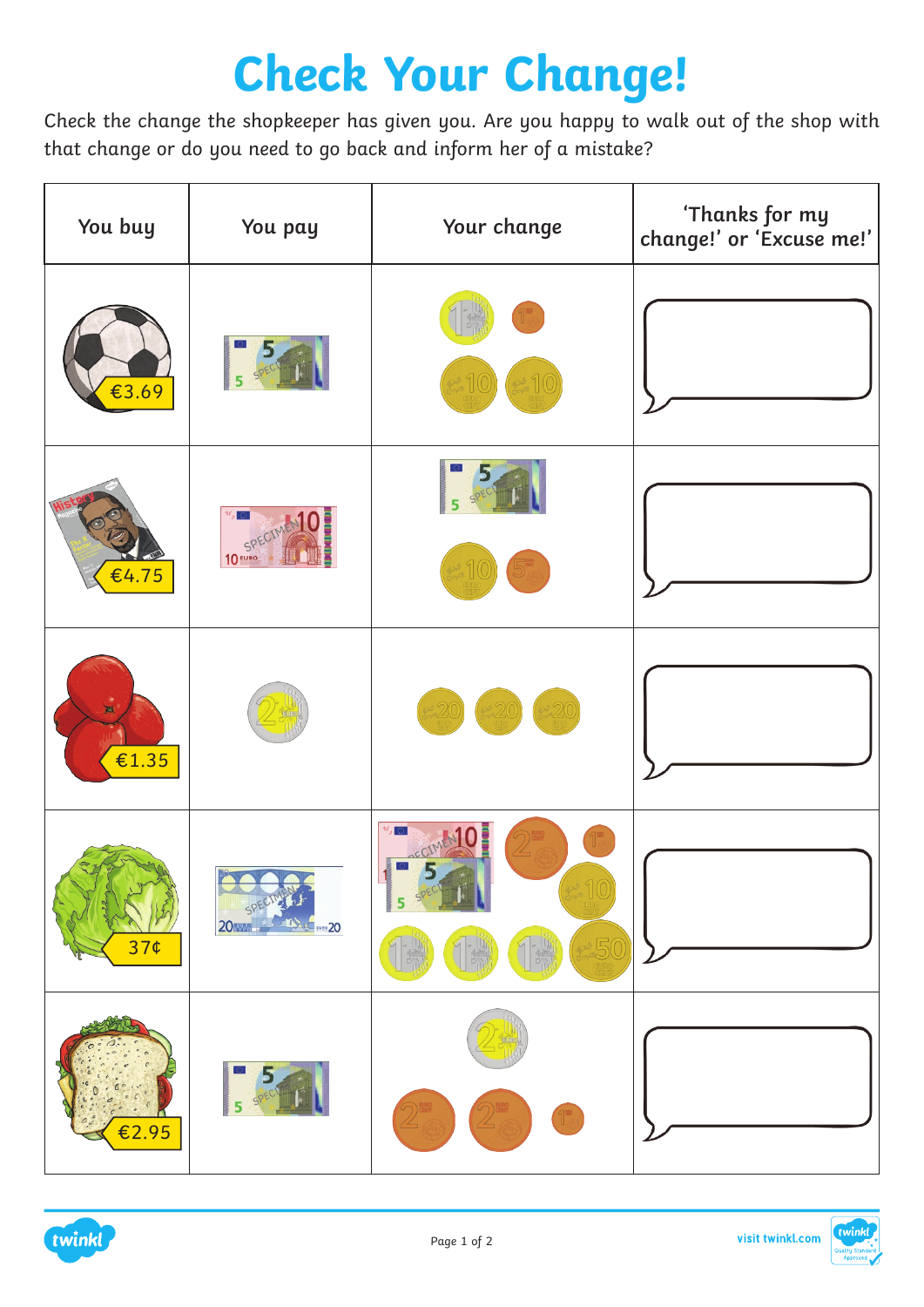# Check Your Change!

Check the change the shopkeeper has given you. Are you happy to walk out of the shop with that change or do you need to go back and inform her of a mistake?

| You buy | You pay | Your change | 'Thanks for my change!' or 'Excuse me!' |
|---|---|---|---|
| €3.69 | 5 | 1, 1, 10, 10 | |
| €4.75 | 10 | 5, 10, 5 | |
| €1.35 | 2 | 20, 20, 20 | |
| 37¢ | 20 | 10, 5, 2, 1, 10, 1, 1, 1, 50 | |
| €2.95 | 5 | 2, 2, 2, 1 | |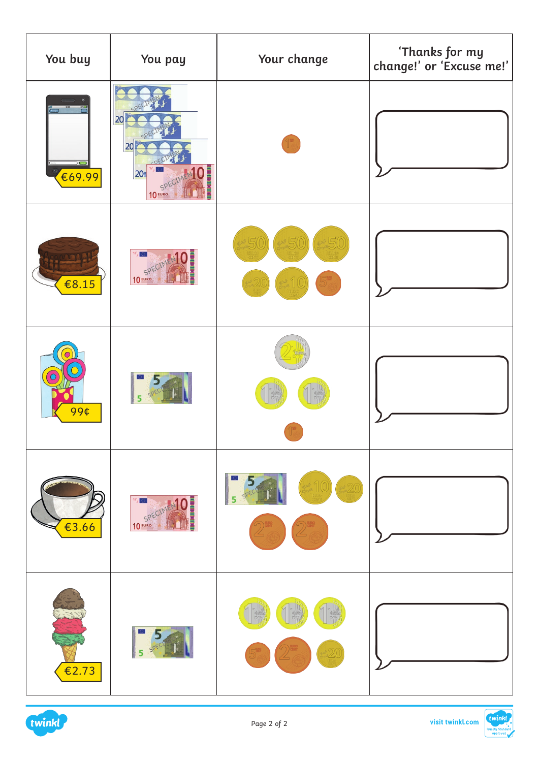| You buy | You pay | Your change | 'Thanks for my change!' or 'Excuse me!' |
| --- | --- | --- | --- |
| €69.99 | | | |
| €8.15 | | | |
| 99¢ | | | |
| €3.66 | | | |
| €2.73 | | | |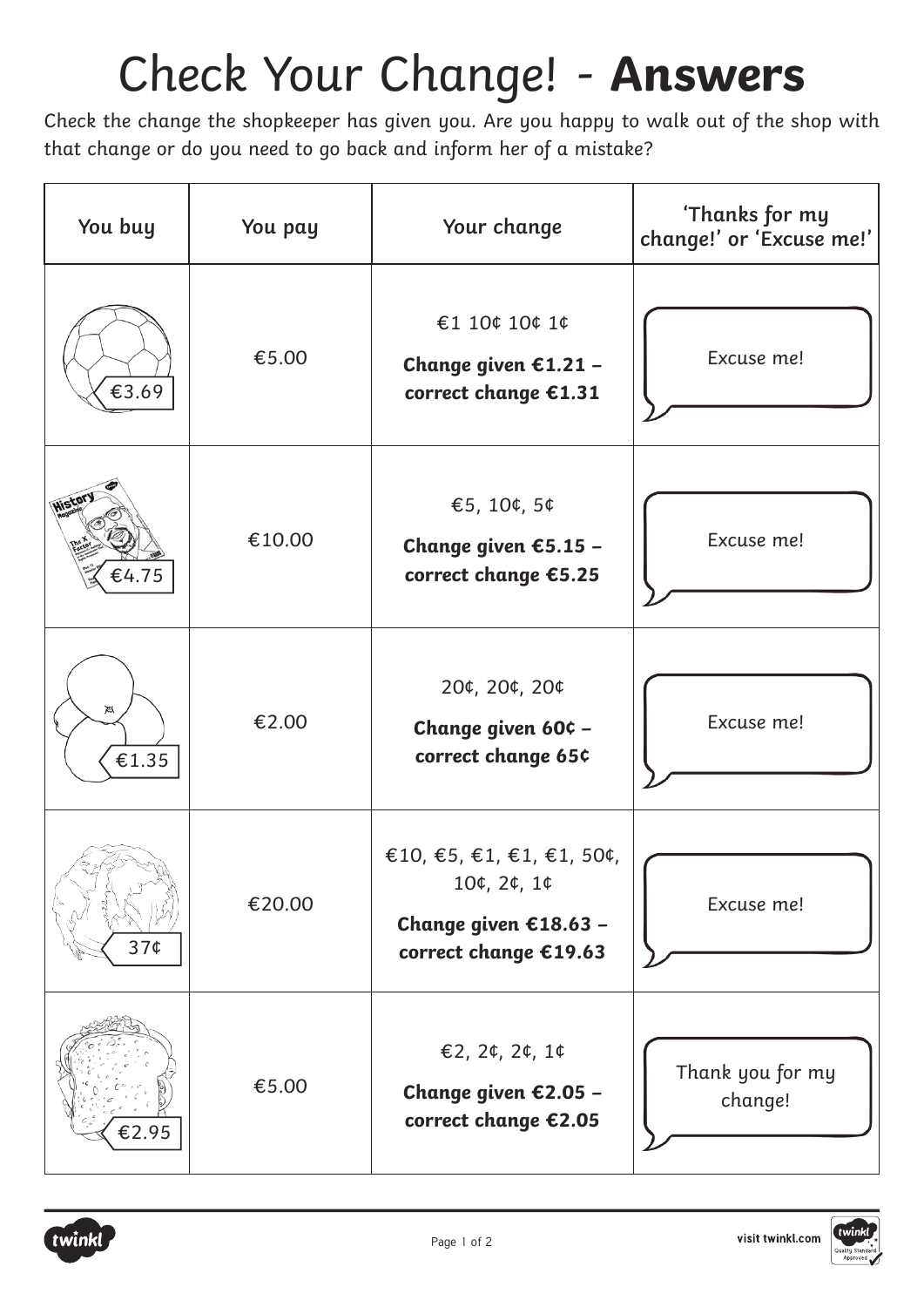# Check Your Change! - **Answers**

Check the change the shopkeeper has given you. Are you happy to walk out of the shop with that change or do you need to go back and inform her of a mistake?

| You buy | You pay | Your change | 'Thanks for my change!' or 'Excuse me!' |
|---|---|---|---|
| €3.69 | €5.00 | €1 10¢ 10¢ 1¢ **Change given €1.21 – correct change €1.31** | Excuse me! |
| €4.75 | €10.00 | €5, 10¢, 5¢ **Change given €5.15 – correct change €5.25** | Excuse me! |
| €1.35 | €2.00 | 20¢, 20¢, 20¢ **Change given 60¢ – correct change 65¢** | Excuse me! |
| 37¢ | €20.00 | €10, €5, €1, €1, €1, 50¢, 10¢, 2¢, 1¢ **Change given €18.63 – correct change €19.63** | Excuse me! |
| €2.95 | €5.00 | €2, 2¢, 2¢, 1¢ **Change given €2.05 – correct change €2.05** | Thank you for my change! |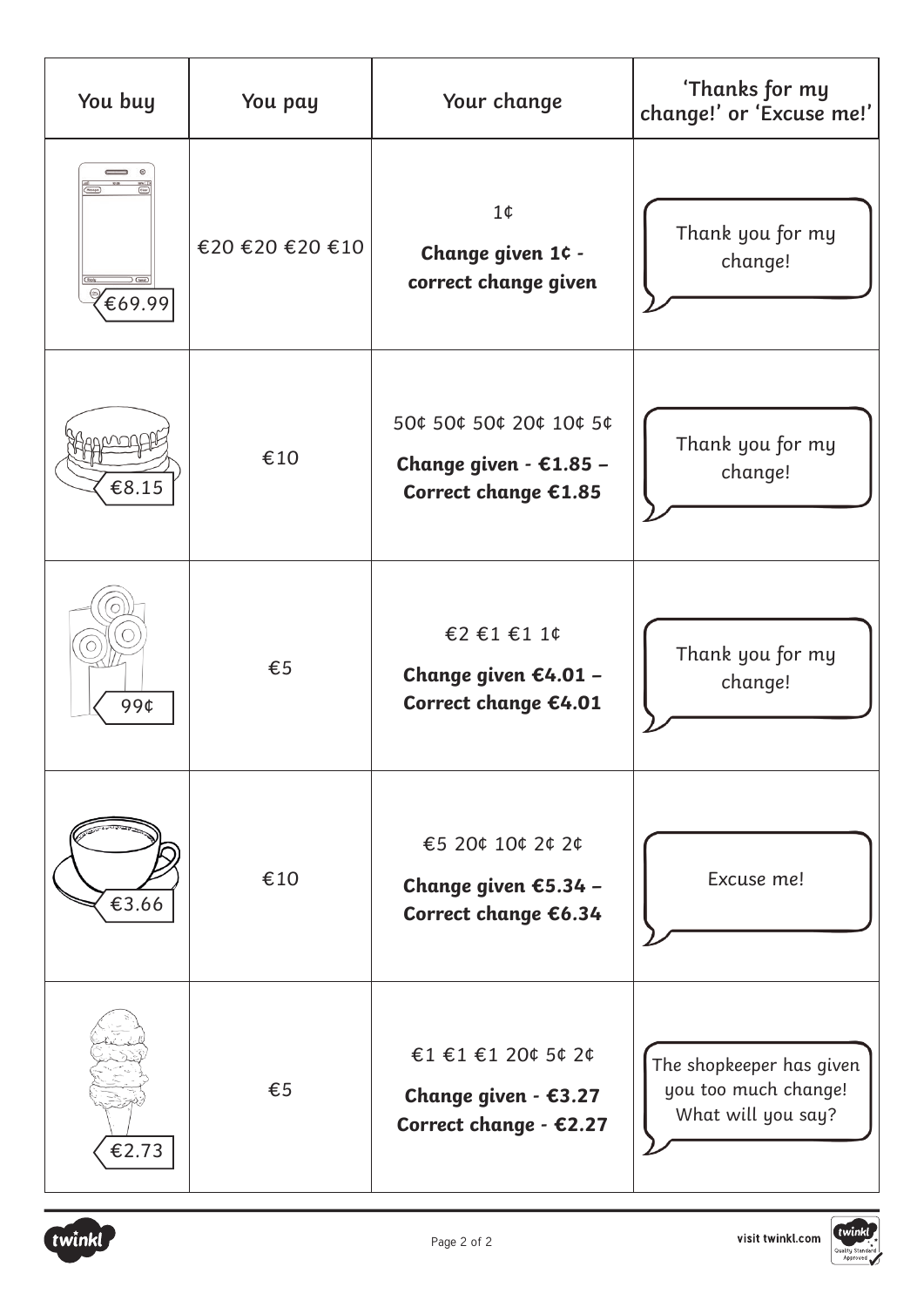| You buy | You pay | Your change | 'Thanks for my change!' or 'Excuse me!' |
|---|---|---|---|
| €69.99 | €20 €20 €20 €10 | 1¢ **Change given 1¢ - correct change given** | Thank you for my change! |
| €8.15 | €10 | 50¢ 50¢ 50¢ 20¢ 10¢ 5¢ **Change given - €1.85 – Correct change €1.85** | Thank you for my change! |
| 99¢ | €5 | €2 €1 €1 1¢ **Change given €4.01 – Correct change €4.01** | Thank you for my change! |
| €3.66 | €10 | €5 20¢ 10¢ 2¢ 2¢ **Change given €5.34 – Correct change €6.34** | Excuse me! |
| €2.73 | €5 | €1 €1 €1 20¢ 5¢ 2¢ **Change given - €3.27 Correct change - €2.27** | The shopkeeper has given you too much change! What will you say? |